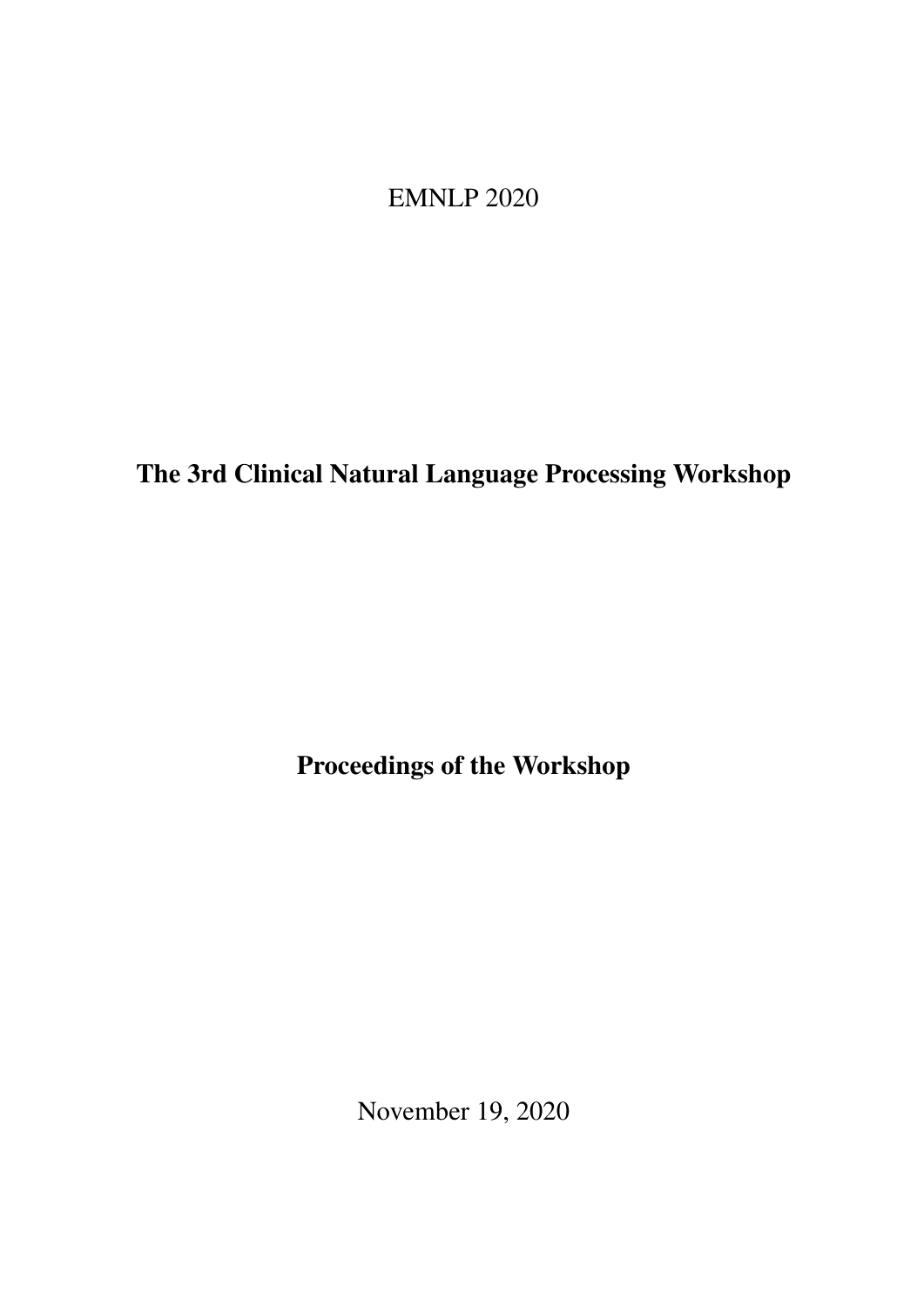EMNLP 2020

# The 3rd Clinical Natural Language Processing Workshop

## Proceedings of the Workshop

November 19, 2020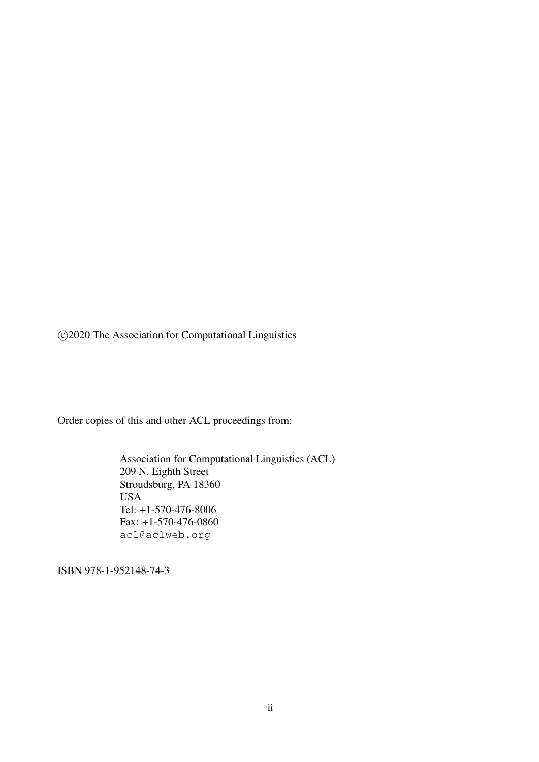©2020 The Association for Computational Linguistics

Order copies of this and other ACL proceedings from:

Association for Computational Linguistics (ACL)
209 N. Eighth Street
Stroudsburg, PA 18360
USA
Tel: +1-570-476-8006
Fax: +1-570-476-0860
acl@aclweb.org

ISBN 978-1-952148-74-3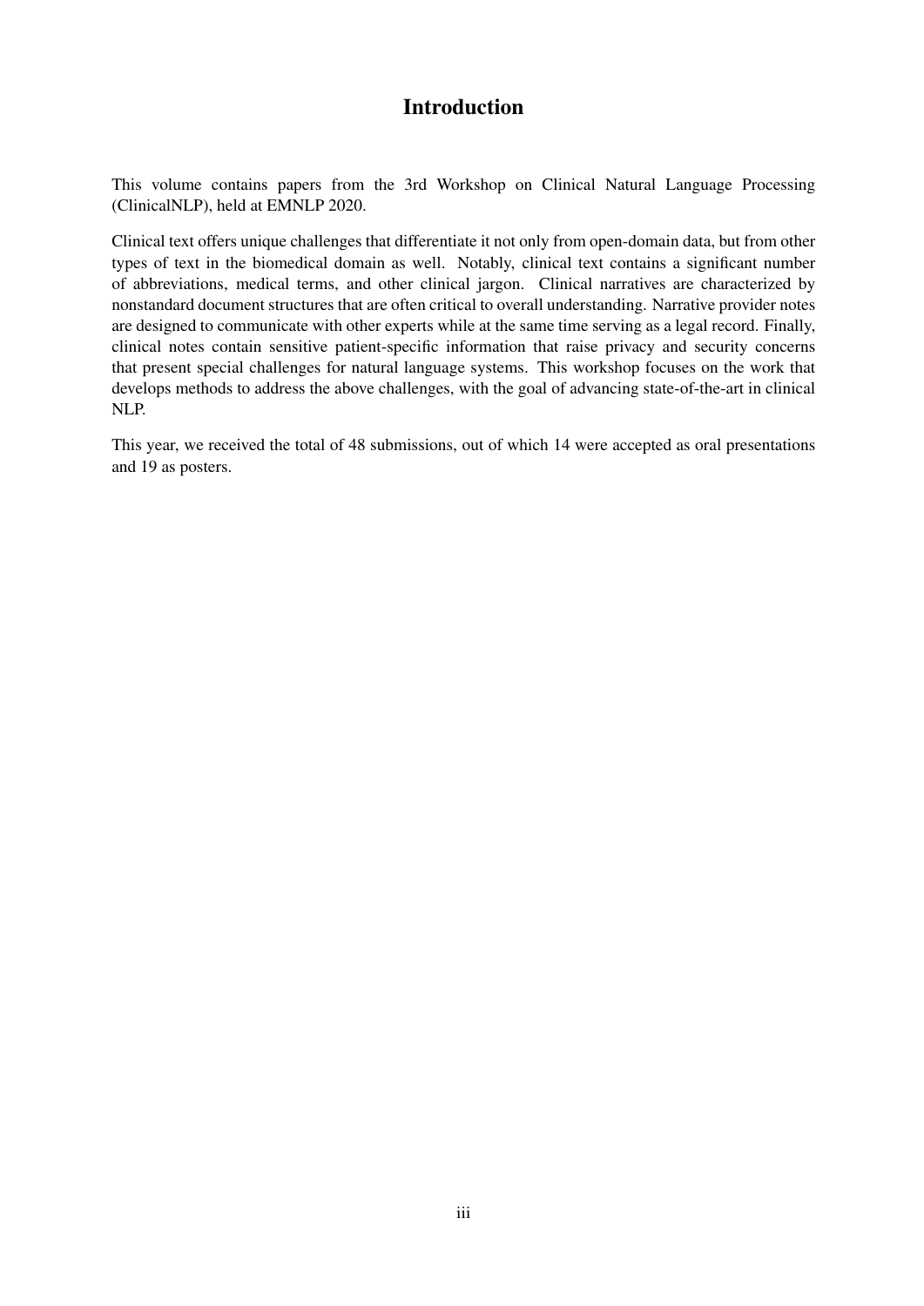# Introduction

This volume contains papers from the 3rd Workshop on Clinical Natural Language Processing (ClinicalNLP), held at EMNLP 2020.

Clinical text offers unique challenges that differentiate it not only from open-domain data, but from other types of text in the biomedical domain as well. Notably, clinical text contains a significant number of abbreviations, medical terms, and other clinical jargon. Clinical narratives are characterized by nonstandard document structures that are often critical to overall understanding. Narrative provider notes are designed to communicate with other experts while at the same time serving as a legal record. Finally, clinical notes contain sensitive patient-specific information that raise privacy and security concerns that present special challenges for natural language systems. This workshop focuses on the work that develops methods to address the above challenges, with the goal of advancing state-of-the-art in clinical NLP.

This year, we received the total of 48 submissions, out of which 14 were accepted as oral presentations and 19 as posters.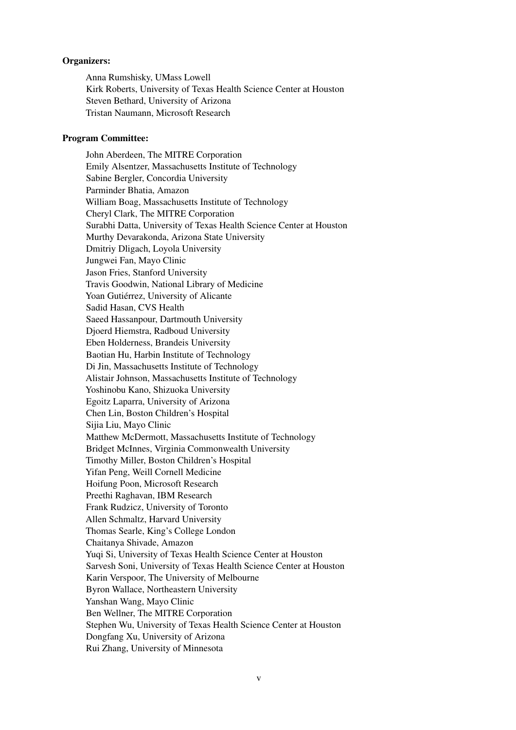**Organizers:**

Anna Rumshisky, UMass Lowell
Kirk Roberts, University of Texas Health Science Center at Houston
Steven Bethard, University of Arizona
Tristan Naumann, Microsoft Research

**Program Committee:**

John Aberdeen, The MITRE Corporation
Emily Alsentzer, Massachusetts Institute of Technology
Sabine Bergler, Concordia University
Parminder Bhatia, Amazon
William Boag, Massachusetts Institute of Technology
Cheryl Clark, The MITRE Corporation
Surabhi Datta, University of Texas Health Science Center at Houston
Murthy Devarakonda, Arizona State University
Dmitriy Dligach, Loyola University
Jungwei Fan, Mayo Clinic
Jason Fries, Stanford University
Travis Goodwin, National Library of Medicine
Yoan Gutiérrez, University of Alicante
Sadid Hasan, CVS Health
Saeed Hassanpour, Dartmouth University
Djoerd Hiemstra, Radboud University
Eben Holderness, Brandeis University
Baotian Hu, Harbin Institute of Technology
Di Jin, Massachusetts Institute of Technology
Alistair Johnson, Massachusetts Institute of Technology
Yoshinobu Kano, Shizuoka University
Egoitz Laparra, University of Arizona
Chen Lin, Boston Children's Hospital
Sijia Liu, Mayo Clinic
Matthew McDermott, Massachusetts Institute of Technology
Bridget McInnes, Virginia Commonwealth University
Timothy Miller, Boston Children's Hospital
Yifan Peng, Weill Cornell Medicine
Hoifung Poon, Microsoft Research
Preethi Raghavan, IBM Research
Frank Rudzicz, University of Toronto
Allen Schmaltz, Harvard University
Thomas Searle, King's College London
Chaitanya Shivade, Amazon
Yuqi Si, University of Texas Health Science Center at Houston
Sarvesh Soni, University of Texas Health Science Center at Houston
Karin Verspoor, The University of Melbourne
Byron Wallace, Northeastern University
Yanshan Wang, Mayo Clinic
Ben Wellner, The MITRE Corporation
Stephen Wu, University of Texas Health Science Center at Houston
Dongfang Xu, University of Arizona
Rui Zhang, University of Minnesota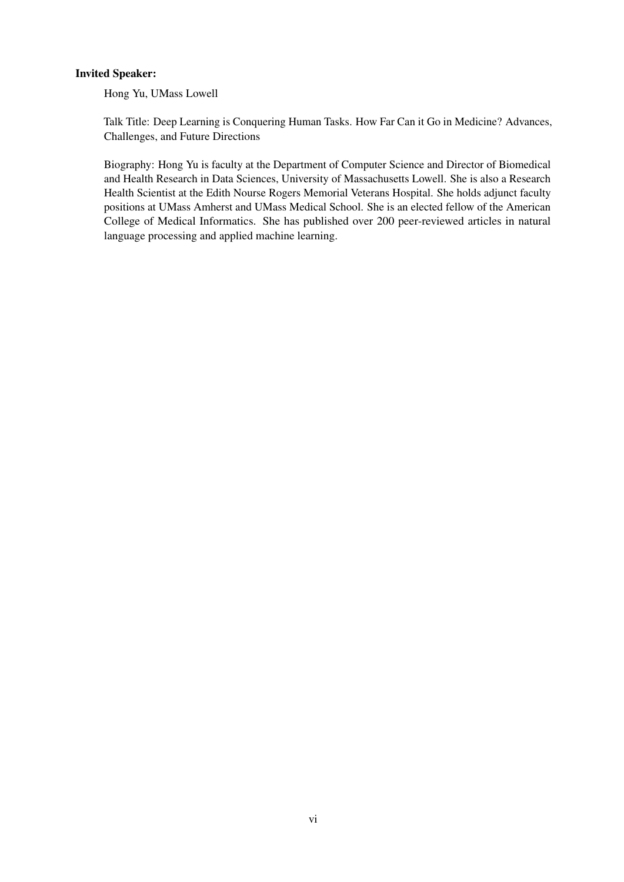**Invited Speaker:**

Hong Yu, UMass Lowell

Talk Title: Deep Learning is Conquering Human Tasks. How Far Can it Go in Medicine? Advances, Challenges, and Future Directions

Biography: Hong Yu is faculty at the Department of Computer Science and Director of Biomedical and Health Research in Data Sciences, University of Massachusetts Lowell. She is also a Research Health Scientist at the Edith Nourse Rogers Memorial Veterans Hospital. She holds adjunct faculty positions at UMass Amherst and UMass Medical School. She is an elected fellow of the American College of Medical Informatics. She has published over 200 peer-reviewed articles in natural language processing and applied machine learning.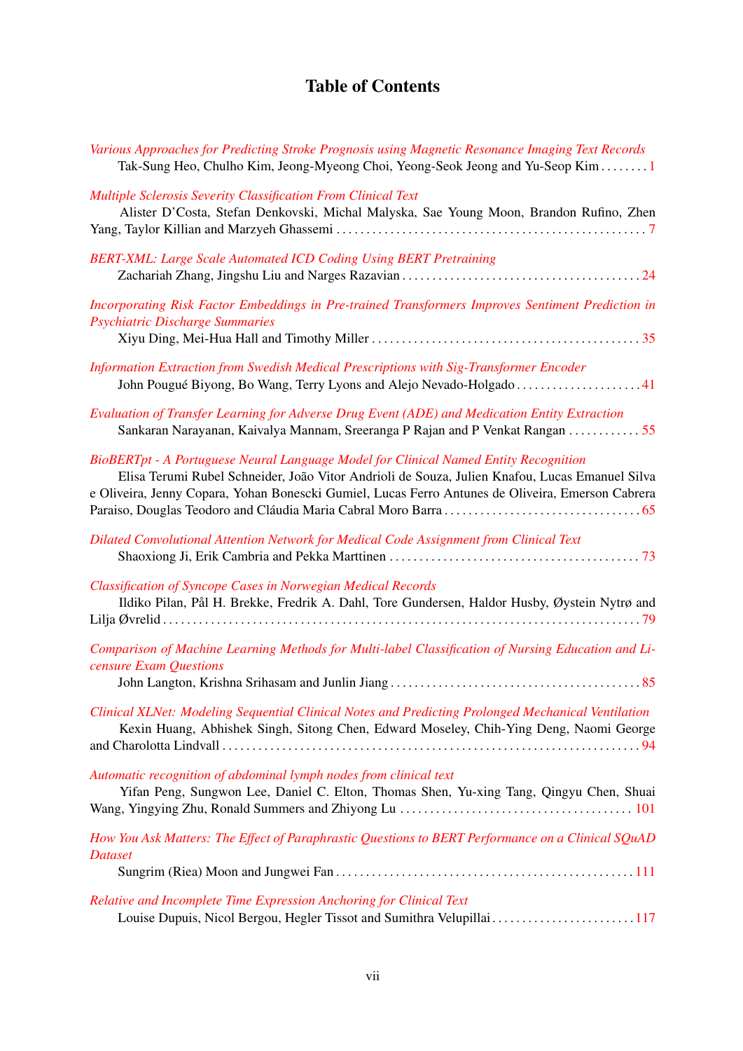# Table of Contents

*Various Approaches for Predicting Stroke Prognosis using Magnetic Resonance Imaging Text Records*
Tak-Sung Heo, Chulho Kim, Jeong-Myeong Choi, Yeong-Seok Jeong and Yu-Seop Kim . . . . . . . . 1

*Multiple Sclerosis Severity Classification From Clinical Text*
Alister D'Costa, Stefan Denkovski, Michal Malyska, Sae Young Moon, Brandon Rufino, Zhen Yang, Taylor Killian and Marzyeh Ghassemi . . . . . . . . . . . . . . . . . . . . . . . . . . . . . . . . . . . . . . . . . . . . . . . . . . 7

*BERT-XML: Large Scale Automated ICD Coding Using BERT Pretraining*
Zachariah Zhang, Jingshu Liu and Narges Razavian . . . . . . . . . . . . . . . . . . . . . . . . . . . . . . . . . . . . . . . 24

*Incorporating Risk Factor Embeddings in Pre-trained Transformers Improves Sentiment Prediction in Psychiatric Discharge Summaries*
Xiyu Ding, Mei-Hua Hall and Timothy Miller . . . . . . . . . . . . . . . . . . . . . . . . . . . . . . . . . . . . . . . . . . . . 35

*Information Extraction from Swedish Medical Prescriptions with Sig-Transformer Encoder*
John Pougué Biyong, Bo Wang, Terry Lyons and Alejo Nevado-Holgado . . . . . . . . . . . . . . . . . . . . . 41

*Evaluation of Transfer Learning for Adverse Drug Event (ADE) and Medication Entity Extraction*
Sankaran Narayanan, Kaivalya Mannam, Sreeranga P Rajan and P Venkat Rangan . . . . . . . . . . . . 55

*BioBERTpt - A Portuguese Neural Language Model for Clinical Named Entity Recognition*
Elisa Terumi Rubel Schneider, João Vitor Andrioli de Souza, Julien Knafou, Lucas Emanuel Silva e Oliveira, Jenny Copara, Yohan Bonescki Gumiel, Lucas Ferro Antunes de Oliveira, Emerson Cabrera Paraiso, Douglas Teodoro and Cláudia Maria Cabral Moro Barra . . . . . . . . . . . . . . . . . . . . . . . . . . . . . . . . 65

*Dilated Convolutional Attention Network for Medical Code Assignment from Clinical Text*
Shaoxiong Ji, Erik Cambria and Pekka Marttinen . . . . . . . . . . . . . . . . . . . . . . . . . . . . . . . . . . . . . . . . . 73

*Classification of Syncope Cases in Norwegian Medical Records*
Ildiko Pilan, Pål H. Brekke, Fredrik A. Dahl, Tore Gundersen, Haldor Husby, Øystein Nytrø and Lilja Øvrelid . . . . . . . . . . . . . . . . . . . . . . . . . . . . . . . . . . . . . . . . . . . . . . . . . . . . . . . . . . . . . . . . . . . . . . . . . . . 79

*Comparison of Machine Learning Methods for Multi-label Classification of Nursing Education and Licensure Exam Questions*
John Langton, Krishna Srihasam and Junlin Jiang . . . . . . . . . . . . . . . . . . . . . . . . . . . . . . . . . . . . . . . . . 85

*Clinical XLNet: Modeling Sequential Clinical Notes and Predicting Prolonged Mechanical Ventilation*
Kexin Huang, Abhishek Singh, Sitong Chen, Edward Moseley, Chih-Ying Deng, Naomi George and Charolotta Lindvall . . . . . . . . . . . . . . . . . . . . . . . . . . . . . . . . . . . . . . . . . . . . . . . . . . . . . . . . . . . . . . . . . 94

*Automatic recognition of abdominal lymph nodes from clinical text*
Yifan Peng, Sungwon Lee, Daniel C. Elton, Thomas Shen, Yu-xing Tang, Qingyu Chen, Shuai Wang, Yingying Zhu, Ronald Summers and Zhiyong Lu . . . . . . . . . . . . . . . . . . . . . . . . . . . . . . . . . . . . . . 101

*How You Ask Matters: The Effect of Paraphrastic Questions to BERT Performance on a Clinical SQuAD Dataset*
Sungrim (Riea) Moon and Jungwei Fan . . . . . . . . . . . . . . . . . . . . . . . . . . . . . . . . . . . . . . . . . . . . . . . . . 111

*Relative and Incomplete Time Expression Anchoring for Clinical Text*
Louise Dupuis, Nicol Bergou, Hegler Tissot and Sumithra Velupillai . . . . . . . . . . . . . . . . . . . . . . . . 117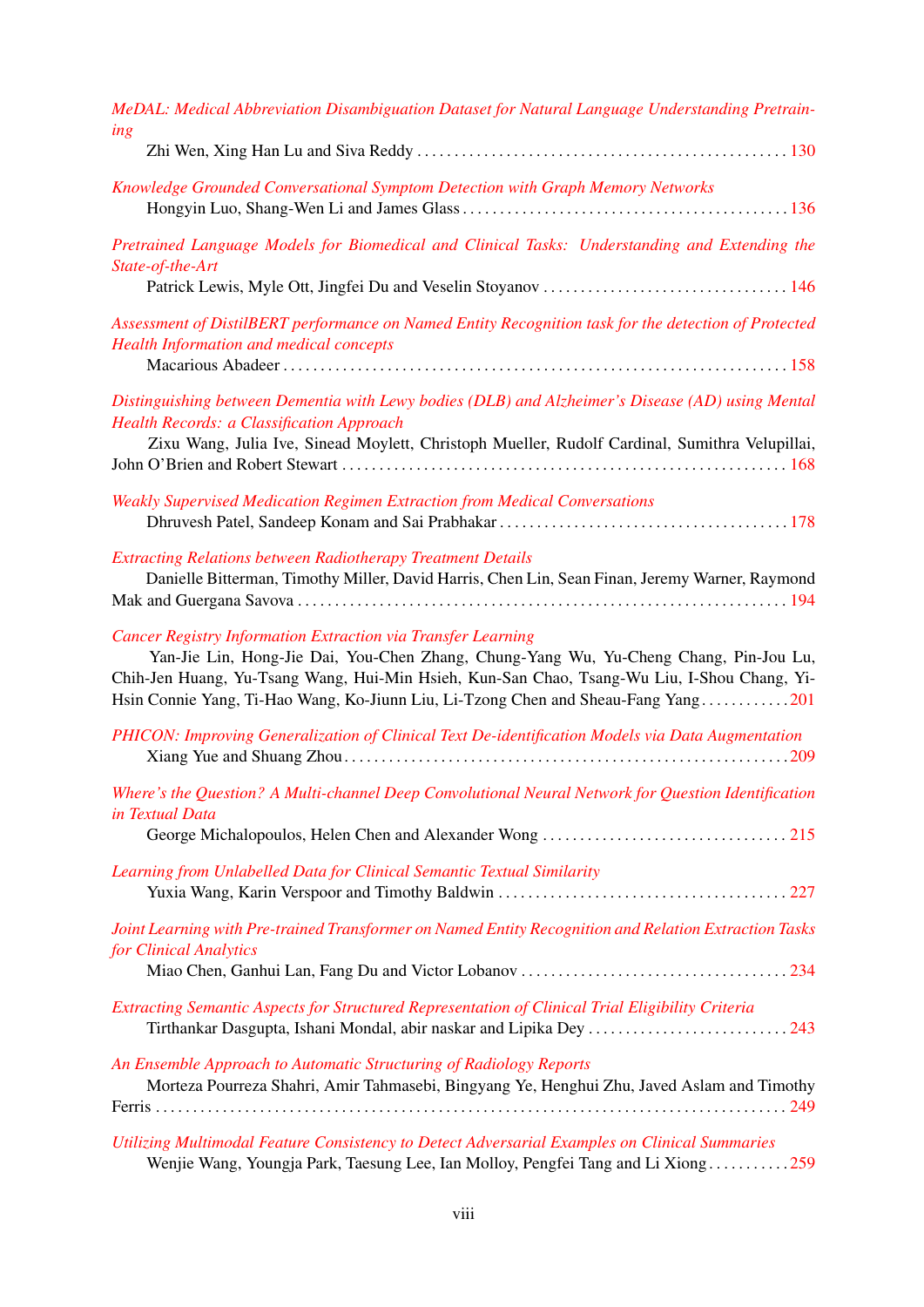*MeDAL: Medical Abbreviation Disambiguation Dataset for Natural Language Understanding Pretraining*
Zhi Wen, Xing Han Lu and Siva Reddy . . . 130

*Knowledge Grounded Conversational Symptom Detection with Graph Memory Networks*
Hongyin Luo, Shang-Wen Li and James Glass . . . 136

*Pretrained Language Models for Biomedical and Clinical Tasks: Understanding and Extending the State-of-the-Art*
Patrick Lewis, Myle Ott, Jingfei Du and Veselin Stoyanov . . . 146

*Assessment of DistilBERT performance on Named Entity Recognition task for the detection of Protected Health Information and medical concepts*
Macarious Abadeer . . . 158

*Distinguishing between Dementia with Lewy bodies (DLB) and Alzheimer's Disease (AD) using Mental Health Records: a Classification Approach*
Zixu Wang, Julia Ive, Sinead Moylett, Christoph Mueller, Rudolf Cardinal, Sumithra Velupillai, John O'Brien and Robert Stewart . . . 168

*Weakly Supervised Medication Regimen Extraction from Medical Conversations*
Dhruvesh Patel, Sandeep Konam and Sai Prabhakar . . . 178

*Extracting Relations between Radiotherapy Treatment Details*
Danielle Bitterman, Timothy Miller, David Harris, Chen Lin, Sean Finan, Jeremy Warner, Raymond Mak and Guergana Savova . . . 194

*Cancer Registry Information Extraction via Transfer Learning*
Yan-Jie Lin, Hong-Jie Dai, You-Chen Zhang, Chung-Yang Wu, Yu-Cheng Chang, Pin-Jou Lu, Chih-Jen Huang, Yu-Tsang Wang, Hui-Min Hsieh, Kun-San Chao, Tsang-Wu Liu, I-Shou Chang, Yi-Hsin Connie Yang, Ti-Hao Wang, Ko-Jiunn Liu, Li-Tzong Chen and Sheau-Fang Yang . . . 201

*PHICON: Improving Generalization of Clinical Text De-identification Models via Data Augmentation*
Xiang Yue and Shuang Zhou . . . 209

*Where's the Question? A Multi-channel Deep Convolutional Neural Network for Question Identification in Textual Data*
George Michalopoulos, Helen Chen and Alexander Wong . . . 215

*Learning from Unlabelled Data for Clinical Semantic Textual Similarity*
Yuxia Wang, Karin Verspoor and Timothy Baldwin . . . 227

*Joint Learning with Pre-trained Transformer on Named Entity Recognition and Relation Extraction Tasks for Clinical Analytics*
Miao Chen, Ganhui Lan, Fang Du and Victor Lobanov . . . 234

*Extracting Semantic Aspects for Structured Representation of Clinical Trial Eligibility Criteria*
Tirthankar Dasgupta, Ishani Mondal, abir naskar and Lipika Dey . . . 243

*An Ensemble Approach to Automatic Structuring of Radiology Reports*
Morteza Pourreza Shahri, Amir Tahmasebi, Bingyang Ye, Henghui Zhu, Javed Aslam and Timothy Ferris . . . 249

*Utilizing Multimodal Feature Consistency to Detect Adversarial Examples on Clinical Summaries*
Wenjie Wang, Youngja Park, Taesung Lee, Ian Molloy, Pengfei Tang and Li Xiong . . . 259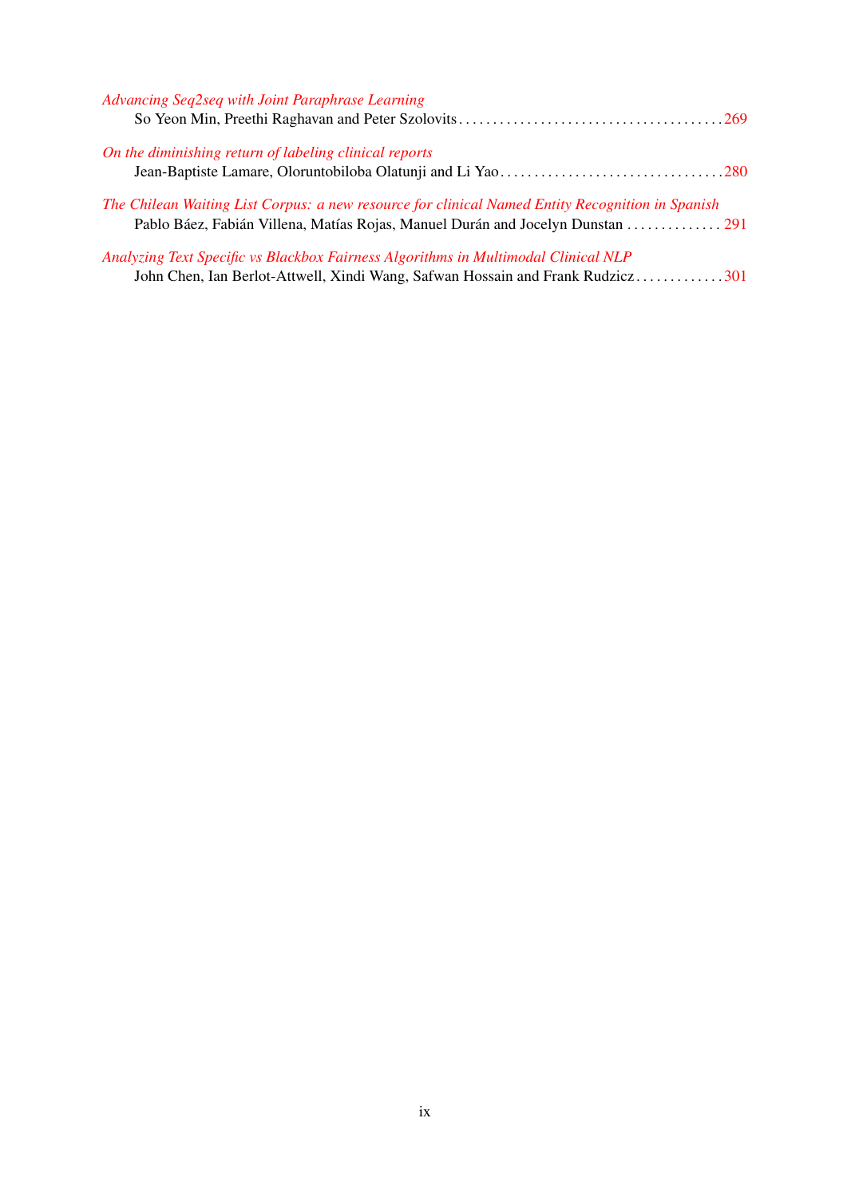*Advancing Seq2seq with Joint Paraphrase Learning*
So Yeon Min, Preethi Raghavan and Peter Szolovits . . . . . . . . . . . . . . . . . . . . . . . . . . . . . . . . . . . . . . . 269

*On the diminishing return of labeling clinical reports*
Jean-Baptiste Lamare, Oloruntobiloba Olatunji and Li Yao . . . . . . . . . . . . . . . . . . . . . . . . . . . . . . . . 280

*The Chilean Waiting List Corpus: a new resource for clinical Named Entity Recognition in Spanish*
Pablo Báez, Fabián Villena, Matías Rojas, Manuel Durán and Jocelyn Dunstan . . . . . . . . . . . . . . 291

*Analyzing Text Specific vs Blackbox Fairness Algorithms in Multimodal Clinical NLP*
John Chen, Ian Berlot-Attwell, Xindi Wang, Safwan Hossain and Frank Rudzicz . . . . . . . . . . . . . 301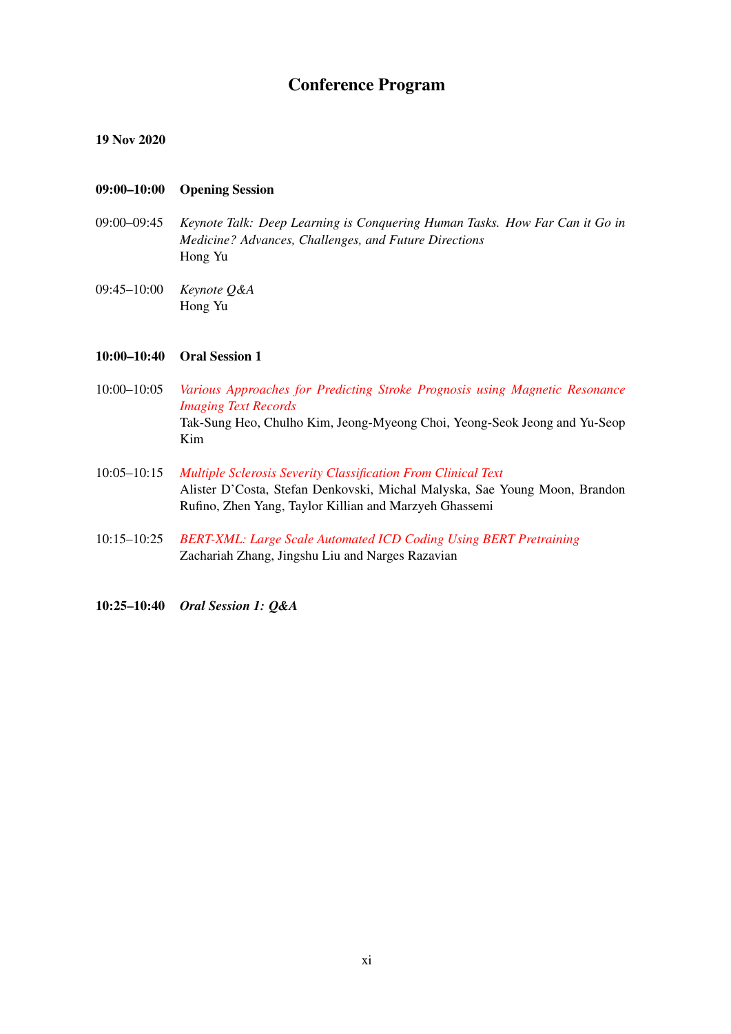# Conference Program

**19 Nov 2020**

**09:00–10:00 Opening Session**

09:00–09:45 *Keynote Talk: Deep Learning is Conquering Human Tasks. How Far Can it Go in Medicine? Advances, Challenges, and Future Directions*
Hong Yu

09:45–10:00 *Keynote Q&A*
Hong Yu

**10:00–10:40 Oral Session 1**

10:00–10:05 *Various Approaches for Predicting Stroke Prognosis using Magnetic Resonance Imaging Text Records*
Tak-Sung Heo, Chulho Kim, Jeong-Myeong Choi, Yeong-Seok Jeong and Yu-Seop Kim

10:05–10:15 *Multiple Sclerosis Severity Classification From Clinical Text*
Alister D'Costa, Stefan Denkovski, Michal Malyska, Sae Young Moon, Brandon Rufino, Zhen Yang, Taylor Killian and Marzyeh Ghassemi

10:15–10:25 *BERT-XML: Large Scale Automated ICD Coding Using BERT Pretraining*
Zachariah Zhang, Jingshu Liu and Narges Razavian

**10:25–10:40 *Oral Session 1: Q&A***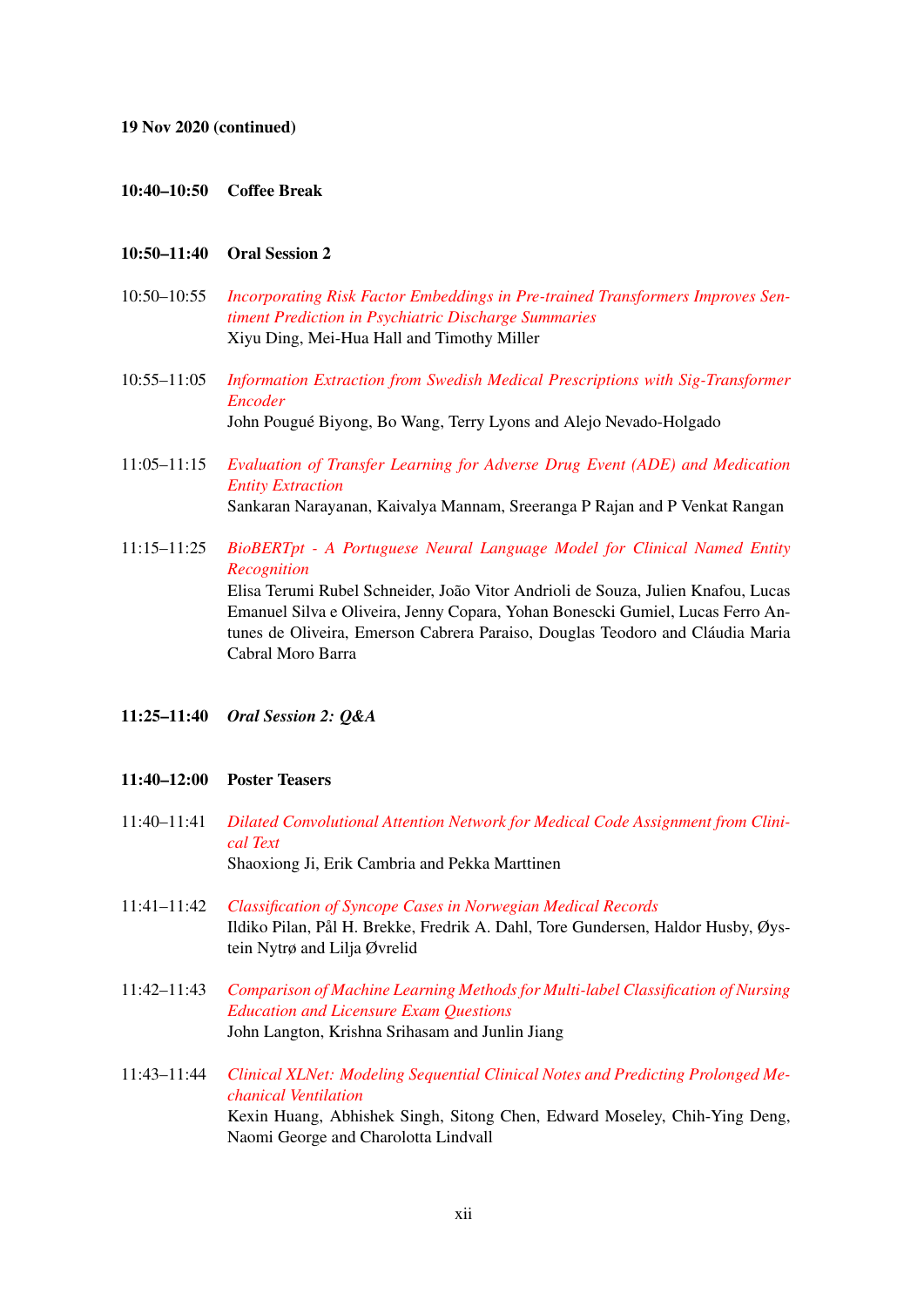**19 Nov 2020 (continued)**

**10:40–10:50 Coffee Break**

**10:50–11:40 Oral Session 2**

10:50–10:55 *Incorporating Risk Factor Embeddings in Pre-trained Transformers Improves Sentiment Prediction in Psychiatric Discharge Summaries*
Xiyu Ding, Mei-Hua Hall and Timothy Miller

10:55–11:05 *Information Extraction from Swedish Medical Prescriptions with Sig-Transformer Encoder*
John Pougué Biyong, Bo Wang, Terry Lyons and Alejo Nevado-Holgado

11:05–11:15 *Evaluation of Transfer Learning for Adverse Drug Event (ADE) and Medication Entity Extraction*
Sankaran Narayanan, Kaivalya Mannam, Sreeranga P Rajan and P Venkat Rangan

11:15–11:25 *BioBERTpt - A Portuguese Neural Language Model for Clinical Named Entity Recognition*
Elisa Terumi Rubel Schneider, João Vitor Andrioli de Souza, Julien Knafou, Lucas Emanuel Silva e Oliveira, Jenny Copara, Yohan Bonescki Gumiel, Lucas Ferro Antunes de Oliveira, Emerson Cabrera Paraiso, Douglas Teodoro and Cláudia Maria Cabral Moro Barra

**11:25–11:40** ***Oral Session 2: Q&A***

**11:40–12:00 Poster Teasers**

11:40–11:41 *Dilated Convolutional Attention Network for Medical Code Assignment from Clinical Text*
Shaoxiong Ji, Erik Cambria and Pekka Marttinen

11:41–11:42 *Classification of Syncope Cases in Norwegian Medical Records*
Ildiko Pilan, Pål H. Brekke, Fredrik A. Dahl, Tore Gundersen, Haldor Husby, Øystein Nytrø and Lilja Øvrelid

11:42–11:43 *Comparison of Machine Learning Methods for Multi-label Classification of Nursing Education and Licensure Exam Questions*
John Langton, Krishna Srihasam and Junlin Jiang

11:43–11:44 *Clinical XLNet: Modeling Sequential Clinical Notes and Predicting Prolonged Mechanical Ventilation*
Kexin Huang, Abhishek Singh, Sitong Chen, Edward Moseley, Chih-Ying Deng, Naomi George and Charolotta Lindvall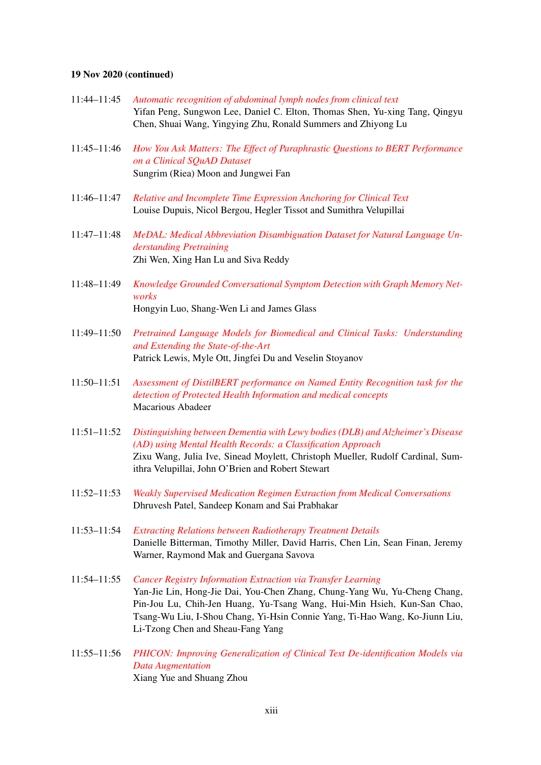**19 Nov 2020 (continued)**

11:44–11:45 *Automatic recognition of abdominal lymph nodes from clinical text*
Yifan Peng, Sungwon Lee, Daniel C. Elton, Thomas Shen, Yu-xing Tang, Qingyu Chen, Shuai Wang, Yingying Zhu, Ronald Summers and Zhiyong Lu

11:45–11:46 *How You Ask Matters: The Effect of Paraphrastic Questions to BERT Performance on a Clinical SQuAD Dataset*
Sungrim (Riea) Moon and Jungwei Fan

11:46–11:47 *Relative and Incomplete Time Expression Anchoring for Clinical Text*
Louise Dupuis, Nicol Bergou, Hegler Tissot and Sumithra Velupillai

11:47–11:48 *MeDAL: Medical Abbreviation Disambiguation Dataset for Natural Language Understanding Pretraining*
Zhi Wen, Xing Han Lu and Siva Reddy

11:48–11:49 *Knowledge Grounded Conversational Symptom Detection with Graph Memory Networks*
Hongyin Luo, Shang-Wen Li and James Glass

11:49–11:50 *Pretrained Language Models for Biomedical and Clinical Tasks: Understanding and Extending the State-of-the-Art*
Patrick Lewis, Myle Ott, Jingfei Du and Veselin Stoyanov

11:50–11:51 *Assessment of DistilBERT performance on Named Entity Recognition task for the detection of Protected Health Information and medical concepts*
Macarious Abadeer

11:51–11:52 *Distinguishing between Dementia with Lewy bodies (DLB) and Alzheimer's Disease (AD) using Mental Health Records: a Classification Approach*
Zixu Wang, Julia Ive, Sinead Moylett, Christoph Mueller, Rudolf Cardinal, Sumithra Velupillai, John O'Brien and Robert Stewart

11:52–11:53 *Weakly Supervised Medication Regimen Extraction from Medical Conversations*
Dhruvesh Patel, Sandeep Konam and Sai Prabhakar

11:53–11:54 *Extracting Relations between Radiotherapy Treatment Details*
Danielle Bitterman, Timothy Miller, David Harris, Chen Lin, Sean Finan, Jeremy Warner, Raymond Mak and Guergana Savova

11:54–11:55 *Cancer Registry Information Extraction via Transfer Learning*
Yan-Jie Lin, Hong-Jie Dai, You-Chen Zhang, Chung-Yang Wu, Yu-Cheng Chang, Pin-Jou Lu, Chih-Jen Huang, Yu-Tsang Wang, Hui-Min Hsieh, Kun-San Chao, Tsang-Wu Liu, I-Shou Chang, Yi-Hsin Connie Yang, Ti-Hao Wang, Ko-Jiunn Liu, Li-Tzong Chen and Sheau-Fang Yang

11:55–11:56 *PHICON: Improving Generalization of Clinical Text De-identification Models via Data Augmentation*
Xiang Yue and Shuang Zhou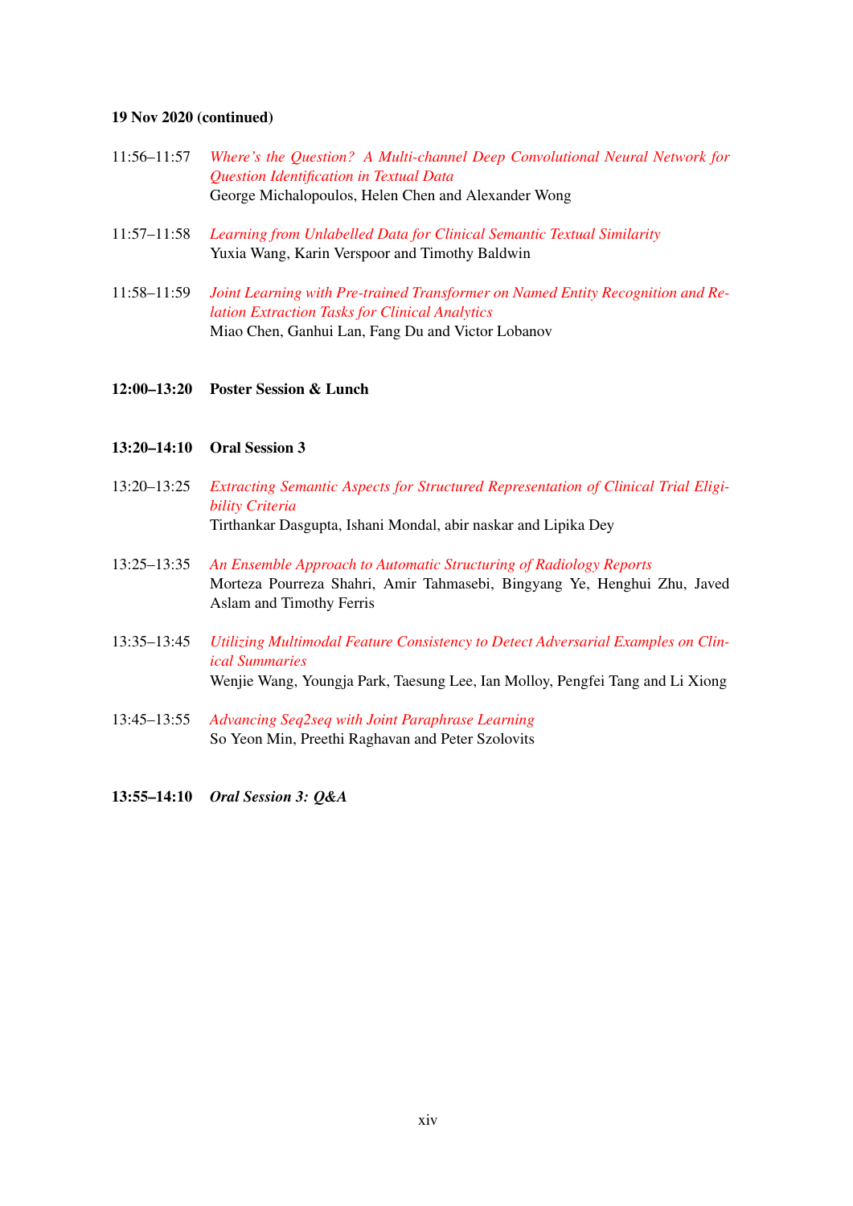**19 Nov 2020 (continued)**

11:56–11:57 *Where's the Question? A Multi-channel Deep Convolutional Neural Network for Question Identification in Textual Data*
George Michalopoulos, Helen Chen and Alexander Wong

11:57–11:58 *Learning from Unlabelled Data for Clinical Semantic Textual Similarity*
Yuxia Wang, Karin Verspoor and Timothy Baldwin

11:58–11:59 *Joint Learning with Pre-trained Transformer on Named Entity Recognition and Relation Extraction Tasks for Clinical Analytics*
Miao Chen, Ganhui Lan, Fang Du and Victor Lobanov

**12:00–13:20 Poster Session & Lunch**

**13:20–14:10 Oral Session 3**

13:20–13:25 *Extracting Semantic Aspects for Structured Representation of Clinical Trial Eligibility Criteria*
Tirthankar Dasgupta, Ishani Mondal, abir naskar and Lipika Dey

13:25–13:35 *An Ensemble Approach to Automatic Structuring of Radiology Reports*
Morteza Pourreza Shahri, Amir Tahmasebi, Bingyang Ye, Henghui Zhu, Javed Aslam and Timothy Ferris

13:35–13:45 *Utilizing Multimodal Feature Consistency to Detect Adversarial Examples on Clinical Summaries*
Wenjie Wang, Youngja Park, Taesung Lee, Ian Molloy, Pengfei Tang and Li Xiong

13:45–13:55 *Advancing Seq2seq with Joint Paraphrase Learning*
So Yeon Min, Preethi Raghavan and Peter Szolovits

**13:55–14:10 *Oral Session 3: Q&A***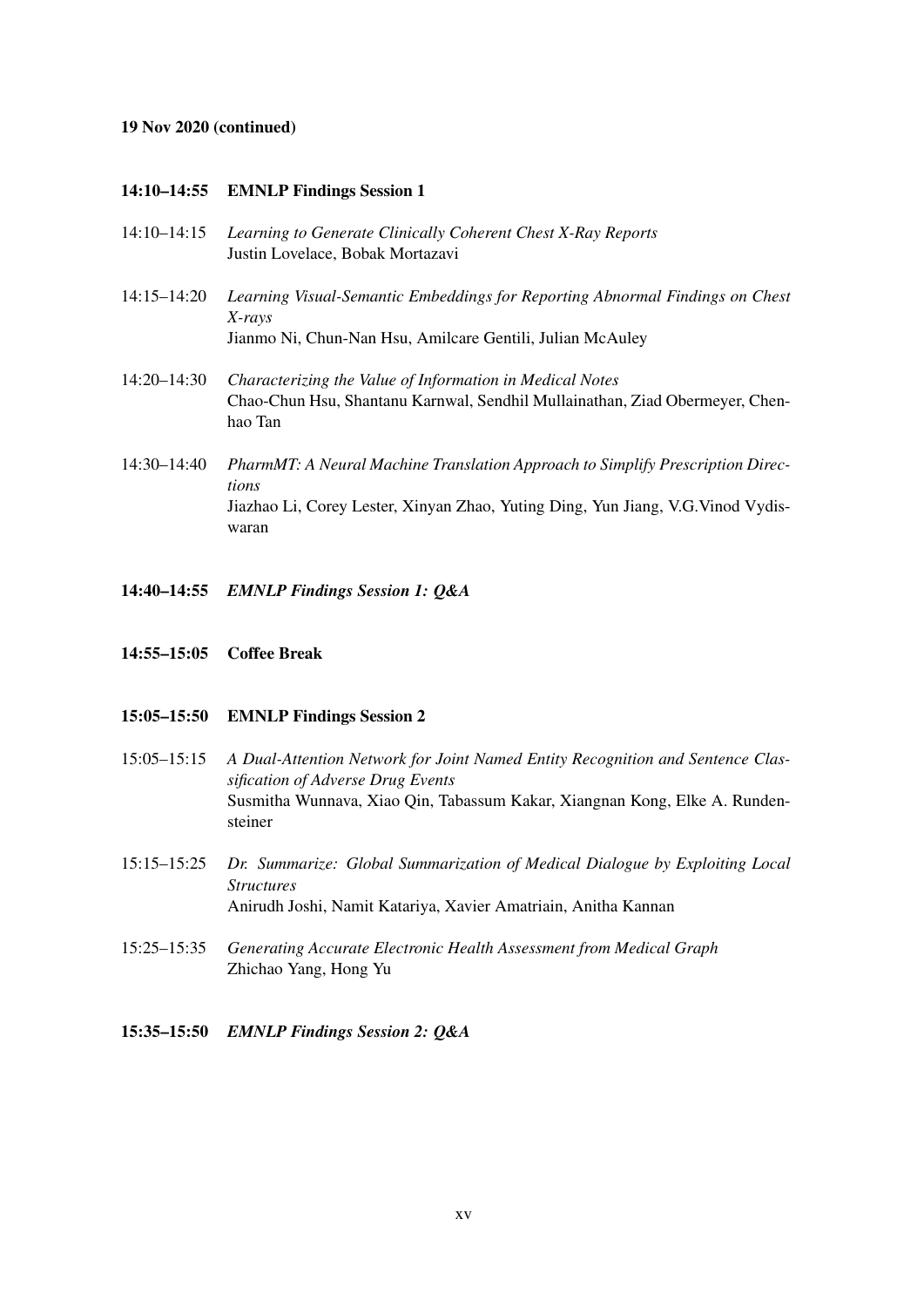**19 Nov 2020 (continued)**

**14:10–14:55 EMNLP Findings Session 1**

14:10–14:15 *Learning to Generate Clinically Coherent Chest X-Ray Reports*
Justin Lovelace, Bobak Mortazavi

14:15–14:20 *Learning Visual-Semantic Embeddings for Reporting Abnormal Findings on Chest X-rays*
Jianmo Ni, Chun-Nan Hsu, Amilcare Gentili, Julian McAuley

14:20–14:30 *Characterizing the Value of Information in Medical Notes*
Chao-Chun Hsu, Shantanu Karnwal, Sendhil Mullainathan, Ziad Obermeyer, Chenhao Tan

14:30–14:40 *PharmMT: A Neural Machine Translation Approach to Simplify Prescription Directions*
Jiazhao Li, Corey Lester, Xinyan Zhao, Yuting Ding, Yun Jiang, V.G.Vinod Vydiswaran

**14:40–14:55** ***EMNLP Findings Session 1: Q&A***

**14:55–15:05 Coffee Break**

**15:05–15:50 EMNLP Findings Session 2**

15:05–15:15 *A Dual-Attention Network for Joint Named Entity Recognition and Sentence Classification of Adverse Drug Events*
Susmitha Wunnava, Xiao Qin, Tabassum Kakar, Xiangnan Kong, Elke A. Rundensteiner

15:15–15:25 *Dr. Summarize: Global Summarization of Medical Dialogue by Exploiting Local Structures*
Anirudh Joshi, Namit Katariya, Xavier Amatriain, Anitha Kannan

15:25–15:35 *Generating Accurate Electronic Health Assessment from Medical Graph*
Zhichao Yang, Hong Yu

**15:35–15:50** ***EMNLP Findings Session 2: Q&A***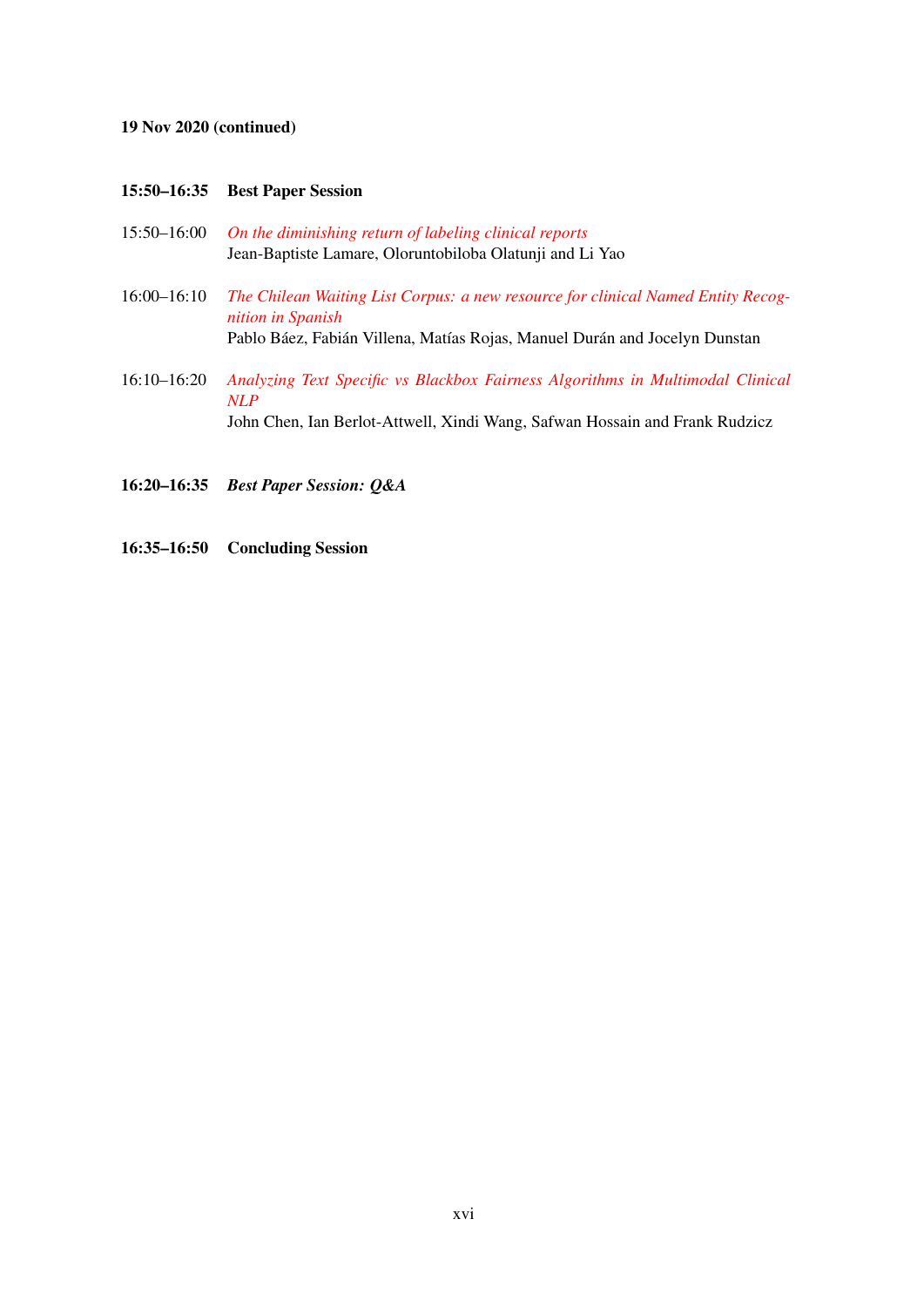**19 Nov 2020 (continued)**

**15:50–16:35 Best Paper Session**

15:50–16:00 *On the diminishing return of labeling clinical reports*
Jean-Baptiste Lamare, Oloruntobiloba Olatunji and Li Yao

16:00–16:10 *The Chilean Waiting List Corpus: a new resource for clinical Named Entity Recognition in Spanish*
Pablo Báez, Fabián Villena, Matías Rojas, Manuel Durán and Jocelyn Dunstan

16:10–16:20 *Analyzing Text Specific vs Blackbox Fairness Algorithms in Multimodal Clinical NLP*
John Chen, Ian Berlot-Attwell, Xindi Wang, Safwan Hossain and Frank Rudzicz

**16:20–16:35 *Best Paper Session: Q&A***

**16:35–16:50 Concluding Session**